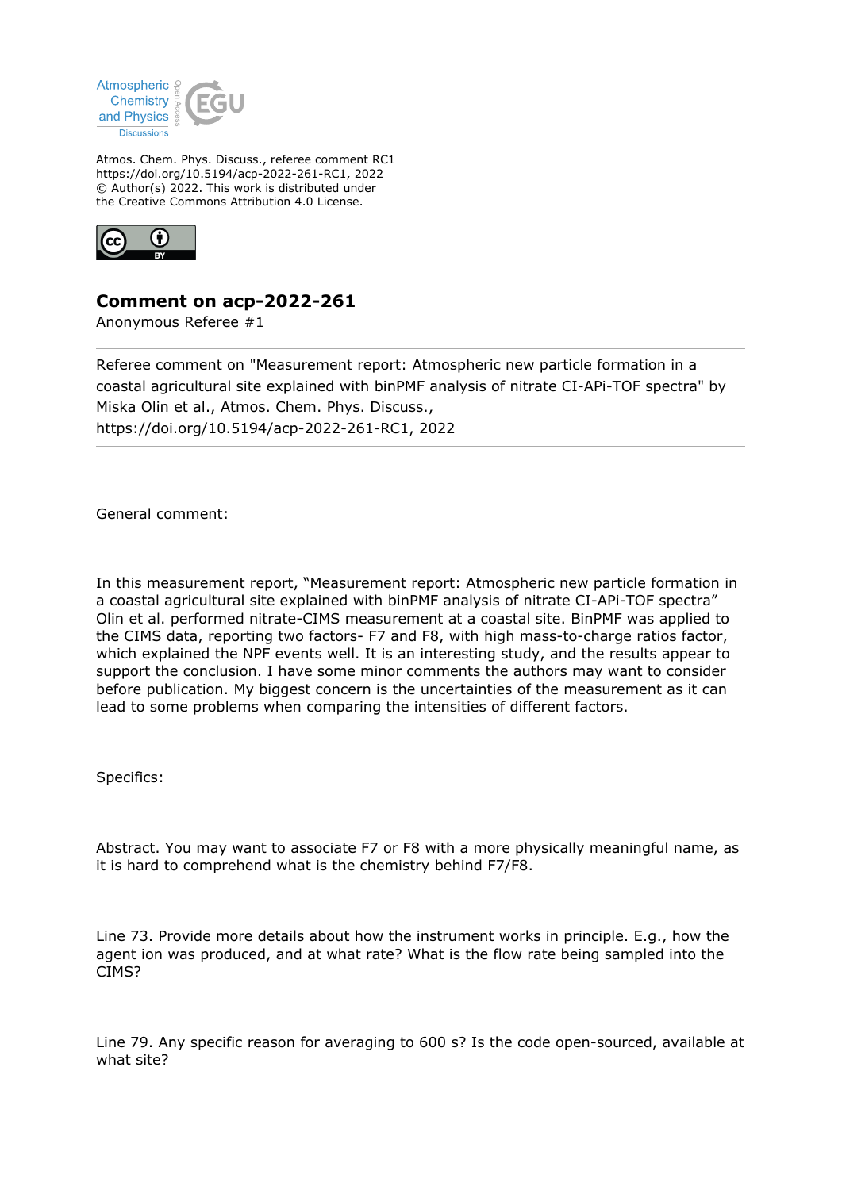Atmospheric Chemistry and Physics Discussions

Atmos. Chem. Phys. Discuss., referee comment RC1
https://doi.org/10.5194/acp-2022-261-RC1, 2022
© Author(s) 2022. This work is distributed under the Creative Commons Attribution 4.0 License.

# Comment on acp-2022-261

Anonymous Referee #1

---

Referee comment on "Measurement report: Atmospheric new particle formation in a coastal agricultural site explained with binPMF analysis of nitrate CI-APi-TOF spectra" by Miska Olin et al., Atmos. Chem. Phys. Discuss., https://doi.org/10.5194/acp-2022-261-RC1, 2022

---

General comment:

In this measurement report, "Measurement report: Atmospheric new particle formation in a coastal agricultural site explained with binPMF analysis of nitrate CI-APi-TOF spectra" Olin et al. performed nitrate-CIMS measurement at a coastal site. BinPMF was applied to the CIMS data, reporting two factors- F7 and F8, with high mass-to-charge ratios factor, which explained the NPF events well. It is an interesting study, and the results appear to support the conclusion. I have some minor comments the authors may want to consider before publication. My biggest concern is the uncertainties of the measurement as it can lead to some problems when comparing the intensities of different factors.

Specifics:

Abstract. You may want to associate F7 or F8 with a more physically meaningful name, as it is hard to comprehend what is the chemistry behind F7/F8.

Line 73. Provide more details about how the instrument works in principle. E.g., how the agent ion was produced, and at what rate? What is the flow rate being sampled into the CIMS?

Line 79. Any specific reason for averaging to 600 s? Is the code open-sourced, available at what site?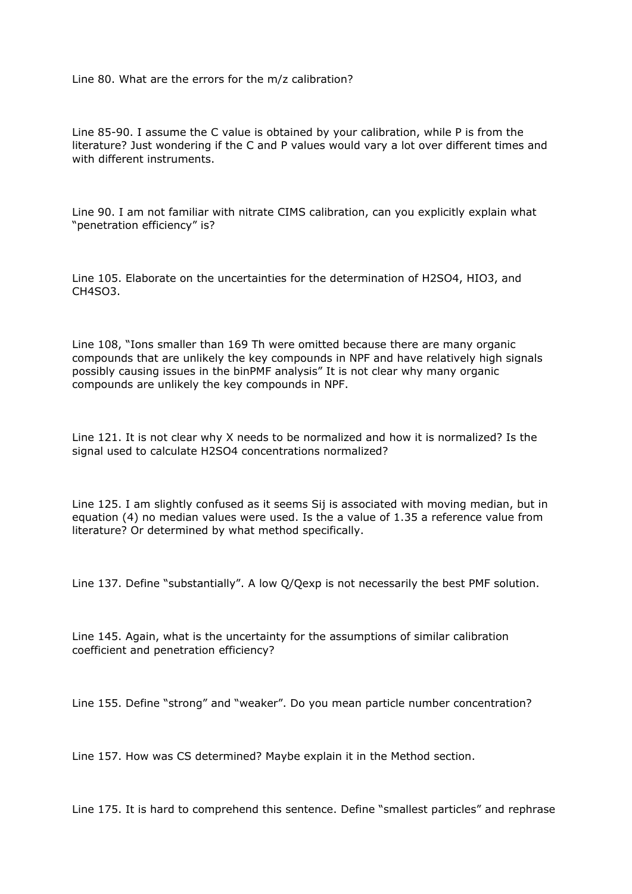Line 80. What are the errors for the m/z calibration?

Line 85-90. I assume the C value is obtained by your calibration, while P is from the literature? Just wondering if the C and P values would vary a lot over different times and with different instruments.

Line 90. I am not familiar with nitrate CIMS calibration, can you explicitly explain what "penetration efficiency" is?

Line 105. Elaborate on the uncertainties for the determination of $H_2SO_4$, $HIO_3$, and $CH_4SO_3$.

Line 108, "Ions smaller than 169 Th were omitted because there are many organic compounds that are unlikely the key compounds in NPF and have relatively high signals possibly causing issues in the binPMF analysis" It is not clear why many organic compounds are unlikely the key compounds in NPF.

Line 121. It is not clear why X needs to be normalized and how it is normalized? Is the signal used to calculate $H_2SO_4$ concentrations normalized?

Line 125. I am slightly confused as it seems $S_{ij}$ is associated with moving median, but in equation (4) no median values were used. Is the a value of 1.35 a reference value from literature? Or determined by what method specifically.

Line 137. Define "substantially". A low $Q/Q_{exp}$ is not necessarily the best PMF solution.

Line 145. Again, what is the uncertainty for the assumptions of similar calibration coefficient and penetration efficiency?

Line 155. Define "strong" and "weaker". Do you mean particle number concentration?

Line 157. How was CS determined? Maybe explain it in the Method section.

Line 175. It is hard to comprehend this sentence. Define "smallest particles" and rephrase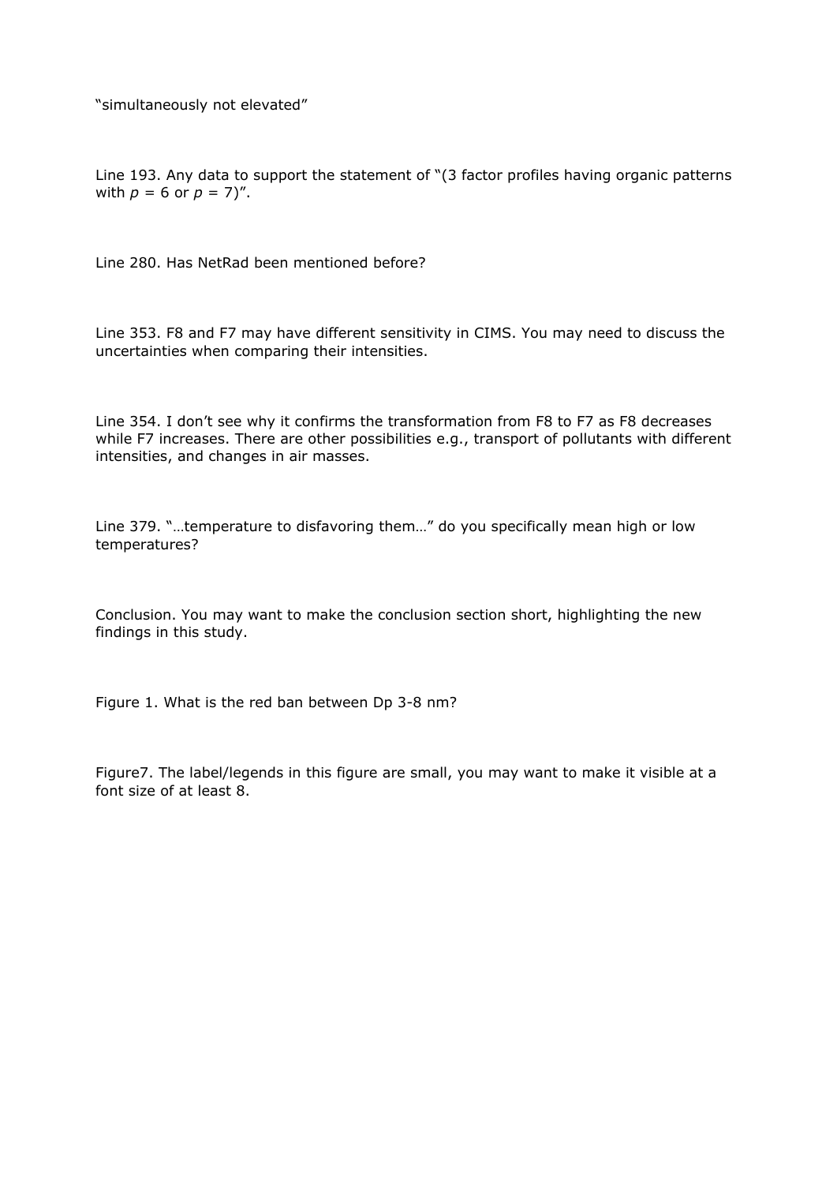"simultaneously not elevated"

Line 193. Any data to support the statement of "(3 factor profiles having organic patterns with $p = 6$ or $p = 7$)".

Line 280. Has NetRad been mentioned before?

Line 353. F8 and F7 may have different sensitivity in CIMS. You may need to discuss the uncertainties when comparing their intensities.

Line 354. I don't see why it confirms the transformation from F8 to F7 as F8 decreases while F7 increases. There are other possibilities e.g., transport of pollutants with different intensities, and changes in air masses.

Line 379. "…temperature to disfavoring them…" do you specifically mean high or low temperatures?

Conclusion. You may want to make the conclusion section short, highlighting the new findings in this study.

Figure 1. What is the red ban between Dp 3-8 nm?

Figure7. The label/legends in this figure are small, you may want to make it visible at a font size of at least 8.